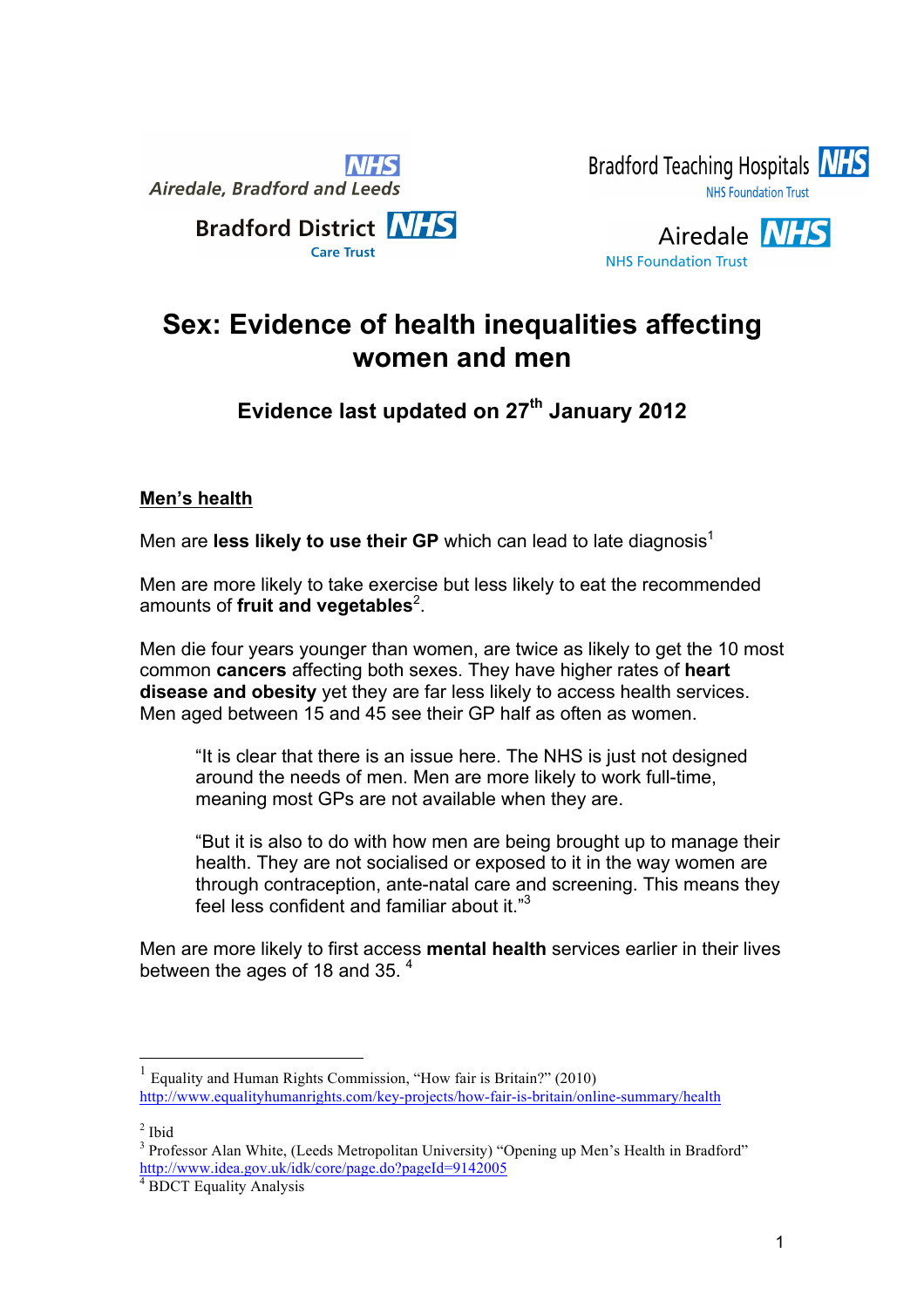Airedale, Bradford and Leeds NHS

Bradford District NHS Care Trust

Bradford Teaching Hospitals NHS Foundation Trust

Airedale NHS Foundation Trust

# Sex: Evidence of health inequalities affecting women and men

### Evidence last updated on 27th January 2012

## Men's health

Men are **less likely to use their GP** which can lead to late diagnosis[1]

Men are more likely to take exercise but less likely to eat the recommended amounts of **fruit and vegetables**[2].

Men die four years younger than women, are twice as likely to get the 10 most common **cancers** affecting both sexes. They have higher rates of **heart disease and obesity** yet they are far less likely to access health services. Men aged between 15 and 45 see their GP half as often as women.

> "It is clear that there is an issue here. The NHS is just not designed around the needs of men. Men are more likely to work full-time, meaning most GPs are not available when they are.
>
> "But it is also to do with how men are being brought up to manage their health. They are not socialised or exposed to it in the way women are through contraception, ante-natal care and screening. This means they feel less confident and familiar about it."[3]

Men are more likely to first access **mental health** services earlier in their lives between the ages of 18 and 35. [4]

---

[1] Equality and Human Rights Commission, "How fair is Britain?" (2010) http://www.equalityhumanrights.com/key-projects/how-fair-is-britain/online-summary/health

[2] Ibid

[3] Professor Alan White, (Leeds Metropolitan University) "Opening up Men's Health in Bradford" http://www.idea.gov.uk/idk/core/page.do?pageId=9142005

[4] BDCT Equality Analysis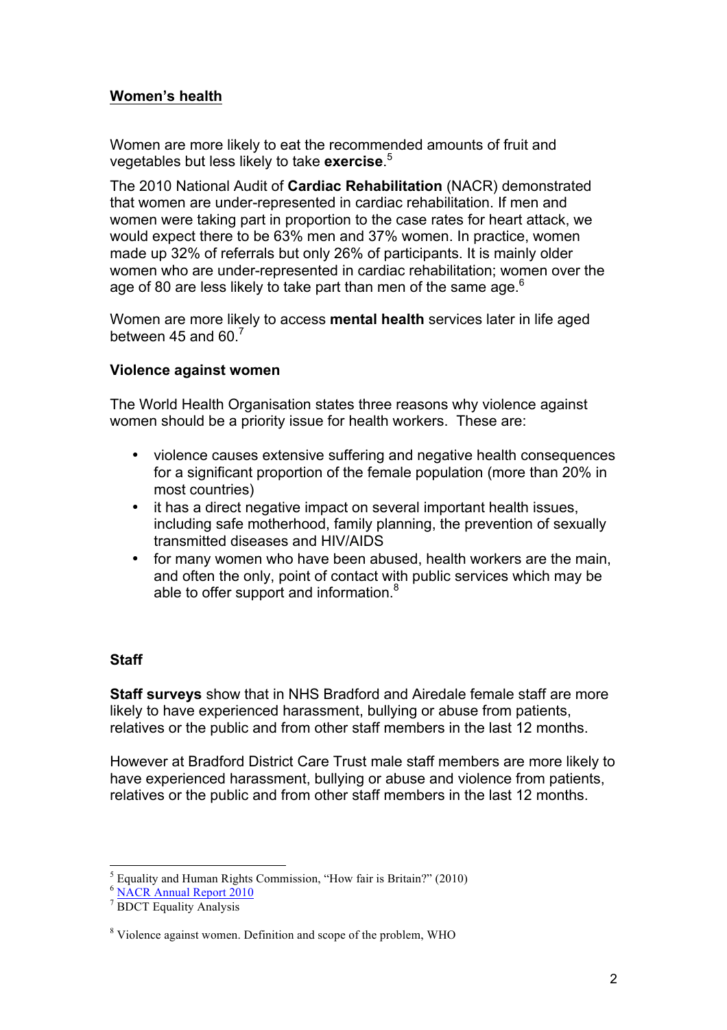## **Women's health**

Women are more likely to eat the recommended amounts of fruit and vegetables but less likely to take **exercise**.[5]

The 2010 National Audit of **Cardiac Rehabilitation** (NACR) demonstrated that women are under-represented in cardiac rehabilitation. If men and women were taking part in proportion to the case rates for heart attack, we would expect there to be 63% men and 37% women. In practice, women made up 32% of referrals but only 26% of participants. It is mainly older women who are under-represented in cardiac rehabilitation; women over the age of 80 are less likely to take part than men of the same age.[6]

Women are more likely to access **mental health** services later in life aged between 45 and 60.[7]

### **Violence against women**

The World Health Organisation states three reasons why violence against women should be a priority issue for health workers. These are:

- violence causes extensive suffering and negative health consequences for a significant proportion of the female population (more than 20% in most countries)
- it has a direct negative impact on several important health issues, including safe motherhood, family planning, the prevention of sexually transmitted diseases and HIV/AIDS
- for many women who have been abused, health workers are the main, and often the only, point of contact with public services which may be able to offer support and information.[8]

### **Staff**

**Staff surveys** show that in NHS Bradford and Airedale female staff are more likely to have experienced harassment, bullying or abuse from patients, relatives or the public and from other staff members in the last 12 months.

However at Bradford District Care Trust male staff members are more likely to have experienced harassment, bullying or abuse and violence from patients, relatives or the public and from other staff members in the last 12 months.

---

[5] Equality and Human Rights Commission, "How fair is Britain?" (2010)

[6] NACR Annual Report 2010

[7] BDCT Equality Analysis

[8] Violence against women. Definition and scope of the problem, WHO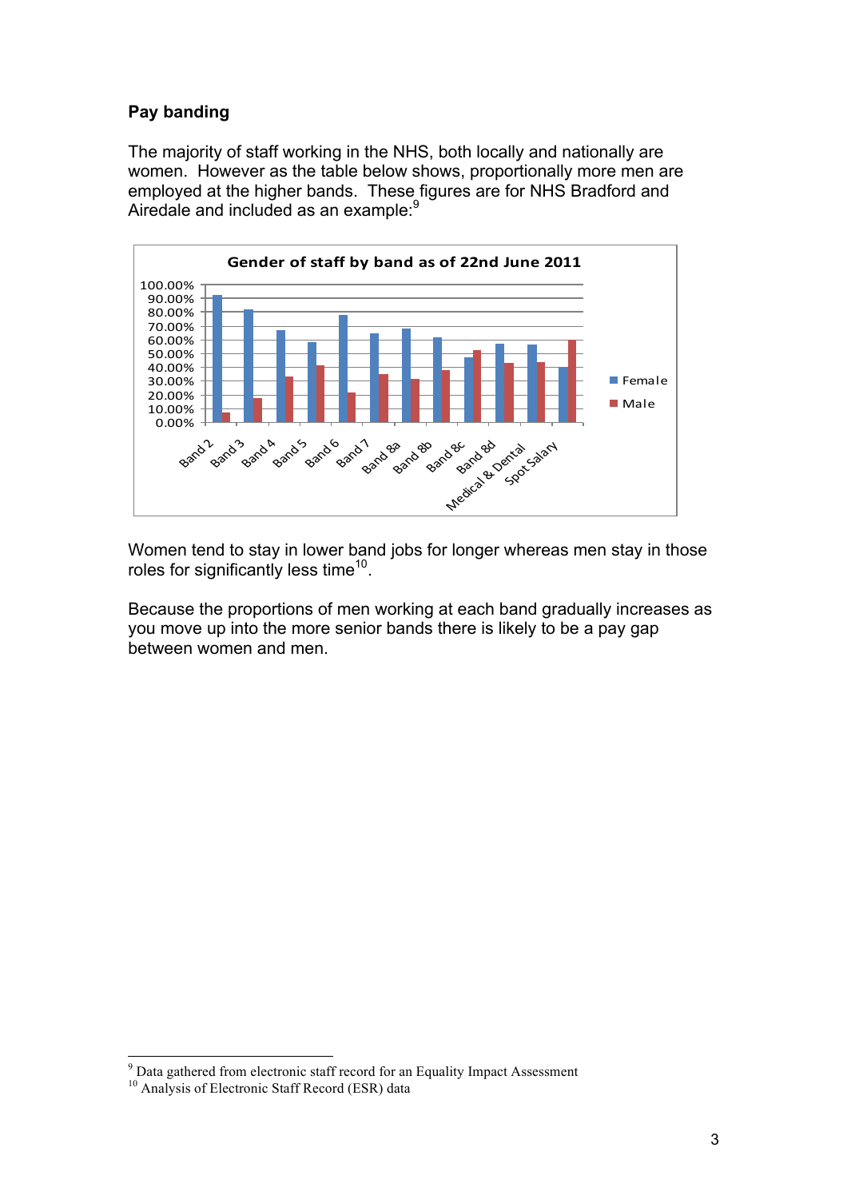**Pay banding**

The majority of staff working in the NHS, both locally and nationally are women. However as the table below shows, proportionally more men are employed at the higher bands. These figures are for NHS Bradford and Airedale and included as an example:[9]

Gender of staff by band as of 22nd June 2011

100.00%
90.00%
80.00%
70.00%
60.00%
50.00%
40.00%
30.00%
20.00%
10.00%
0.00%

Band 2
Band 3
Band 4
Band 5
Band 6
Band 7
Band 8a
Band 8b
Band 8c
Band 8d
Medical & Dental
Spot Salary

Female
Male

Women tend to stay in lower band jobs for longer whereas men stay in those roles for significantly less time[10].

Because the proportions of men working at each band gradually increases as you move up into the more senior bands there is likely to be a pay gap between women and men.

---

[9] Data gathered from electronic staff record for an Equality Impact Assessment
[10] Analysis of Electronic Staff Record (ESR) data